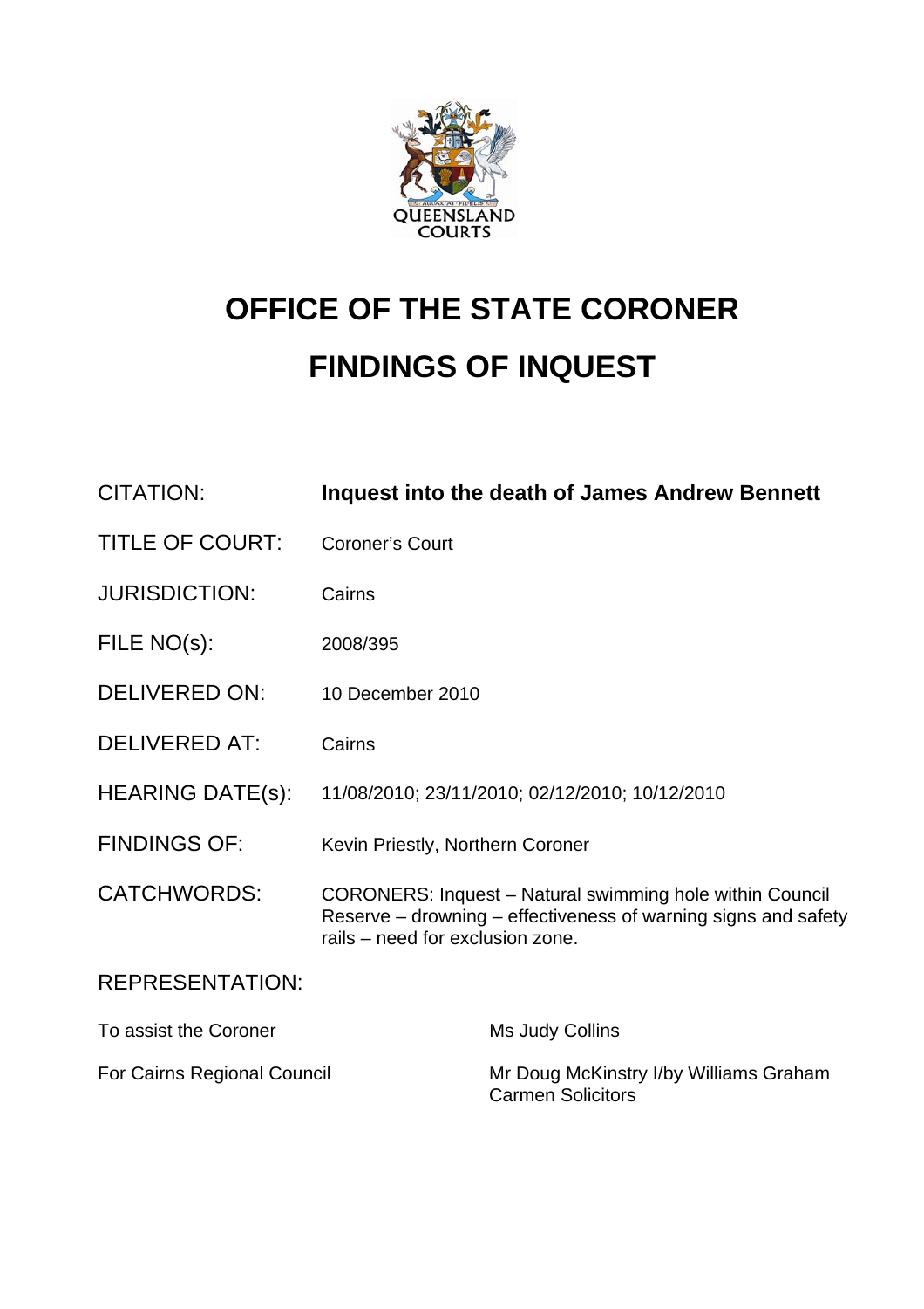# OFFICE OF THE STATE CORONER

# FINDINGS OF INQUEST

| | |
|---|---|
| CITATION: | **Inquest into the death of James Andrew Bennett** |
| TITLE OF COURT: | Coroner's Court |
| JURISDICTION: | Cairns |
| FILE NO(s): | 2008/395 |
| DELIVERED ON: | 10 December 2010 |
| DELIVERED AT: | Cairns |
| HEARING DATE(s): | 11/08/2010; 23/11/2010; 02/12/2010; 10/12/2010 |
| FINDINGS OF: | Kevin Priestly, Northern Coroner |
| CATCHWORDS: | CORONERS: Inquest – Natural swimming hole within Council Reserve – drowning – effectiveness of warning signs and safety rails – need for exclusion zone. |

REPRESENTATION:

| | |
|---|---|
| To assist the Coroner | Ms Judy Collins |
| For Cairns Regional Council | Mr Doug McKinstry I/by Williams Graham Carmen Solicitors |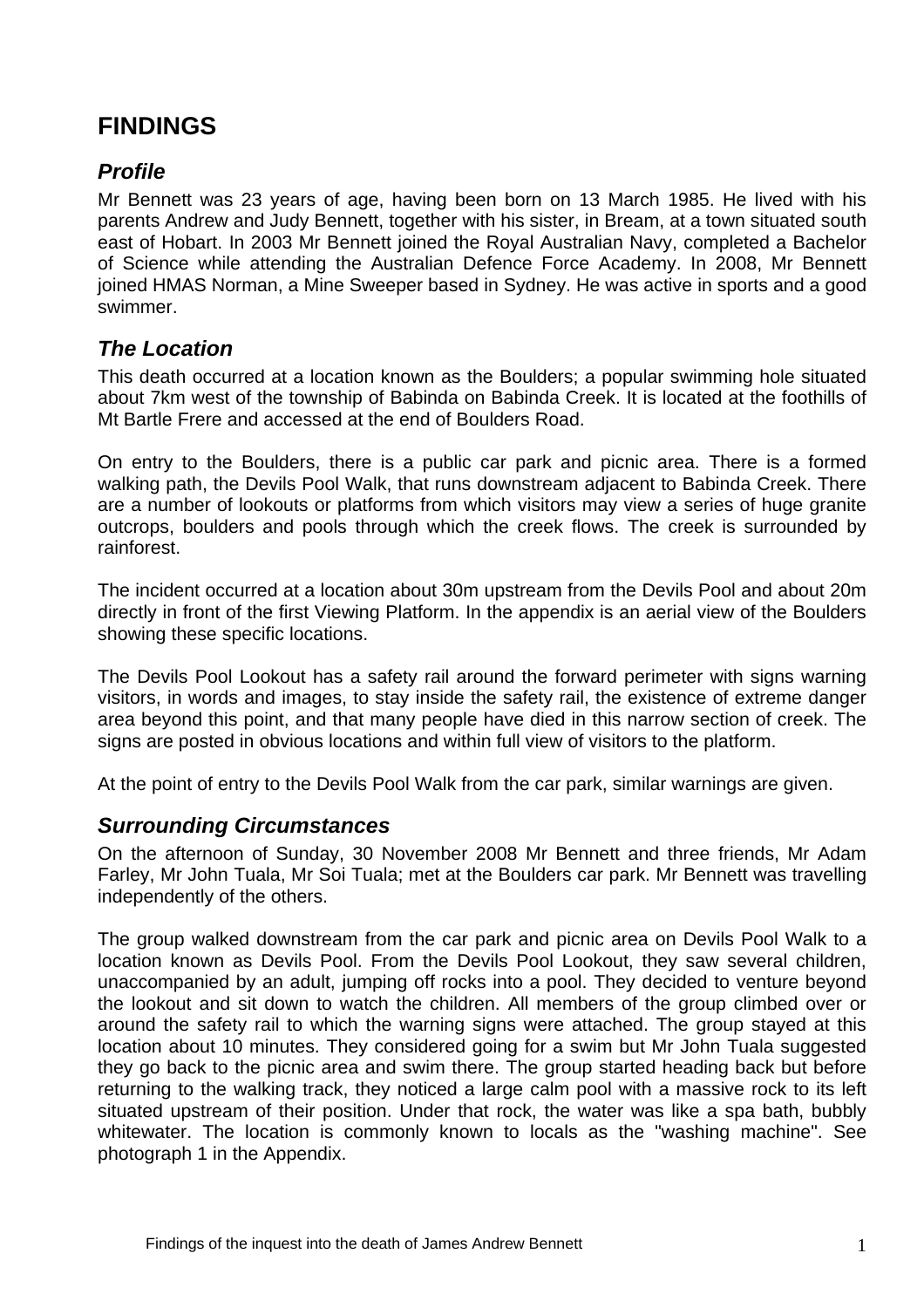# FINDINGS

## *Profile*

Mr Bennett was 23 years of age, having been born on 13 March 1985. He lived with his parents Andrew and Judy Bennett, together with his sister, in Bream, at a town situated south east of Hobart. In 2003 Mr Bennett joined the Royal Australian Navy, completed a Bachelor of Science while attending the Australian Defence Force Academy. In 2008, Mr Bennett joined HMAS Norman, a Mine Sweeper based in Sydney. He was active in sports and a good swimmer.

## *The Location*

This death occurred at a location known as the Boulders; a popular swimming hole situated about 7km west of the township of Babinda on Babinda Creek. It is located at the foothills of Mt Bartle Frere and accessed at the end of Boulders Road.

On entry to the Boulders, there is a public car park and picnic area. There is a formed walking path, the Devils Pool Walk, that runs downstream adjacent to Babinda Creek. There are a number of lookouts or platforms from which visitors may view a series of huge granite outcrops, boulders and pools through which the creek flows. The creek is surrounded by rainforest.

The incident occurred at a location about 30m upstream from the Devils Pool and about 20m directly in front of the first Viewing Platform. In the appendix is an aerial view of the Boulders showing these specific locations.

The Devils Pool Lookout has a safety rail around the forward perimeter with signs warning visitors, in words and images, to stay inside the safety rail, the existence of extreme danger area beyond this point, and that many people have died in this narrow section of creek. The signs are posted in obvious locations and within full view of visitors to the platform.

At the point of entry to the Devils Pool Walk from the car park, similar warnings are given.

## *Surrounding Circumstances*

On the afternoon of Sunday, 30 November 2008 Mr Bennett and three friends, Mr Adam Farley, Mr John Tuala, Mr Soi Tuala; met at the Boulders car park. Mr Bennett was travelling independently of the others.

The group walked downstream from the car park and picnic area on Devils Pool Walk to a location known as Devils Pool. From the Devils Pool Lookout, they saw several children, unaccompanied by an adult, jumping off rocks into a pool. They decided to venture beyond the lookout and sit down to watch the children. All members of the group climbed over or around the safety rail to which the warning signs were attached. The group stayed at this location about 10 minutes. They considered going for a swim but Mr John Tuala suggested they go back to the picnic area and swim there. The group started heading back but before returning to the walking track, they noticed a large calm pool with a massive rock to its left situated upstream of their position. Under that rock, the water was like a spa bath, bubbly whitewater. The location is commonly known to locals as the "washing machine". See photograph 1 in the Appendix.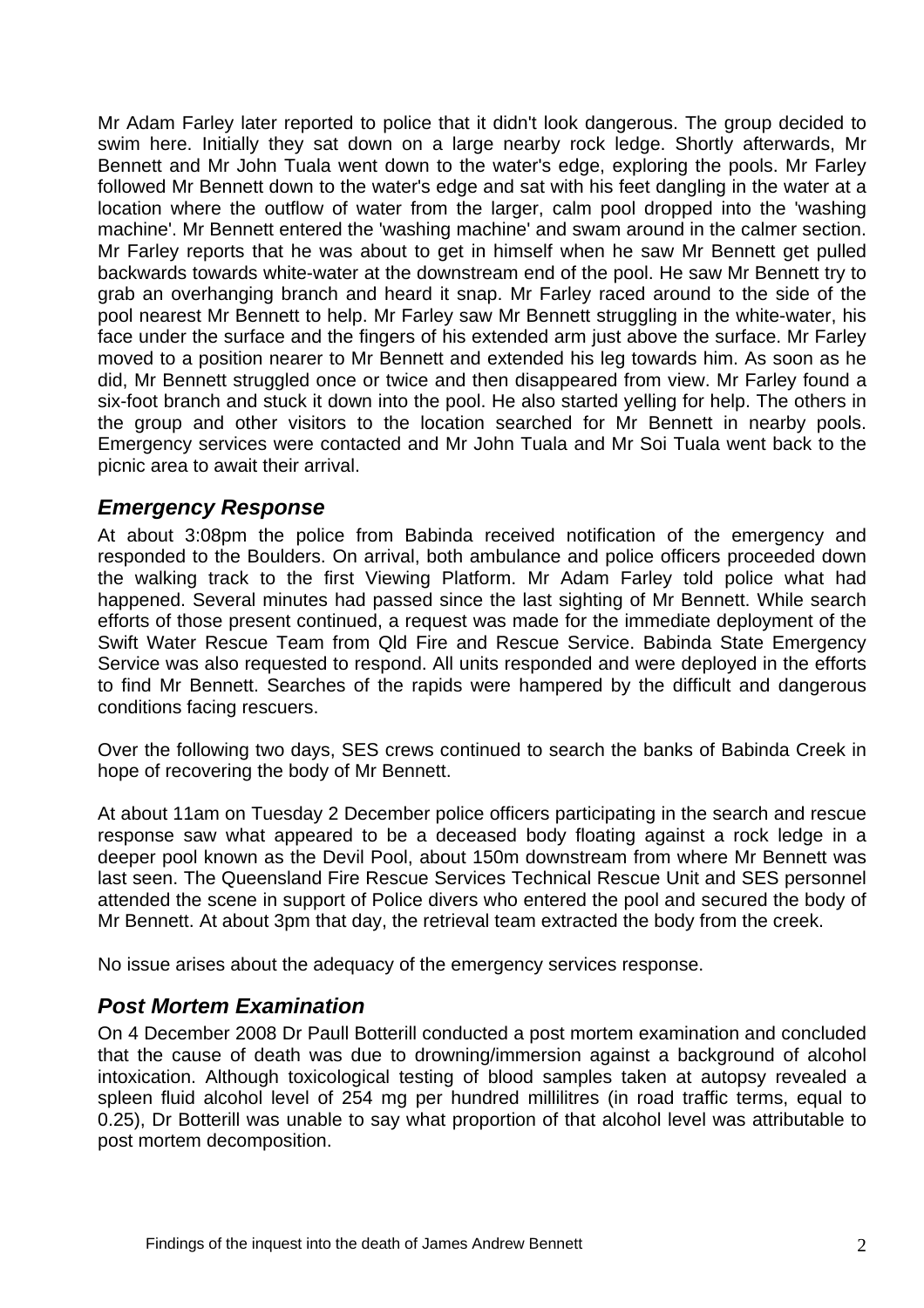Mr Adam Farley later reported to police that it didn't look dangerous. The group decided to swim here. Initially they sat down on a large nearby rock ledge. Shortly afterwards, Mr Bennett and Mr John Tuala went down to the water's edge, exploring the pools. Mr Farley followed Mr Bennett down to the water's edge and sat with his feet dangling in the water at a location where the outflow of water from the larger, calm pool dropped into the 'washing machine'. Mr Bennett entered the 'washing machine' and swam around in the calmer section. Mr Farley reports that he was about to get in himself when he saw Mr Bennett get pulled backwards towards white-water at the downstream end of the pool. He saw Mr Bennett try to grab an overhanging branch and heard it snap. Mr Farley raced around to the side of the pool nearest Mr Bennett to help. Mr Farley saw Mr Bennett struggling in the white-water, his face under the surface and the fingers of his extended arm just above the surface. Mr Farley moved to a position nearer to Mr Bennett and extended his leg towards him. As soon as he did, Mr Bennett struggled once or twice and then disappeared from view. Mr Farley found a six-foot branch and stuck it down into the pool. He also started yelling for help. The others in the group and other visitors to the location searched for Mr Bennett in nearby pools. Emergency services were contacted and Mr John Tuala and Mr Soi Tuala went back to the picnic area to await their arrival.

## *Emergency Response*

At about 3:08pm the police from Babinda received notification of the emergency and responded to the Boulders. On arrival, both ambulance and police officers proceeded down the walking track to the first Viewing Platform. Mr Adam Farley told police what had happened. Several minutes had passed since the last sighting of Mr Bennett. While search efforts of those present continued, a request was made for the immediate deployment of the Swift Water Rescue Team from Qld Fire and Rescue Service. Babinda State Emergency Service was also requested to respond. All units responded and were deployed in the efforts to find Mr Bennett. Searches of the rapids were hampered by the difficult and dangerous conditions facing rescuers.

Over the following two days, SES crews continued to search the banks of Babinda Creek in hope of recovering the body of Mr Bennett.

At about 11am on Tuesday 2 December police officers participating in the search and rescue response saw what appeared to be a deceased body floating against a rock ledge in a deeper pool known as the Devil Pool, about 150m downstream from where Mr Bennett was last seen. The Queensland Fire Rescue Services Technical Rescue Unit and SES personnel attended the scene in support of Police divers who entered the pool and secured the body of Mr Bennett. At about 3pm that day, the retrieval team extracted the body from the creek.

No issue arises about the adequacy of the emergency services response.

## *Post Mortem Examination*

On 4 December 2008 Dr Paull Botterill conducted a post mortem examination and concluded that the cause of death was due to drowning/immersion against a background of alcohol intoxication. Although toxicological testing of blood samples taken at autopsy revealed a spleen fluid alcohol level of 254 mg per hundred millilitres (in road traffic terms, equal to 0.25), Dr Botterill was unable to say what proportion of that alcohol level was attributable to post mortem decomposition.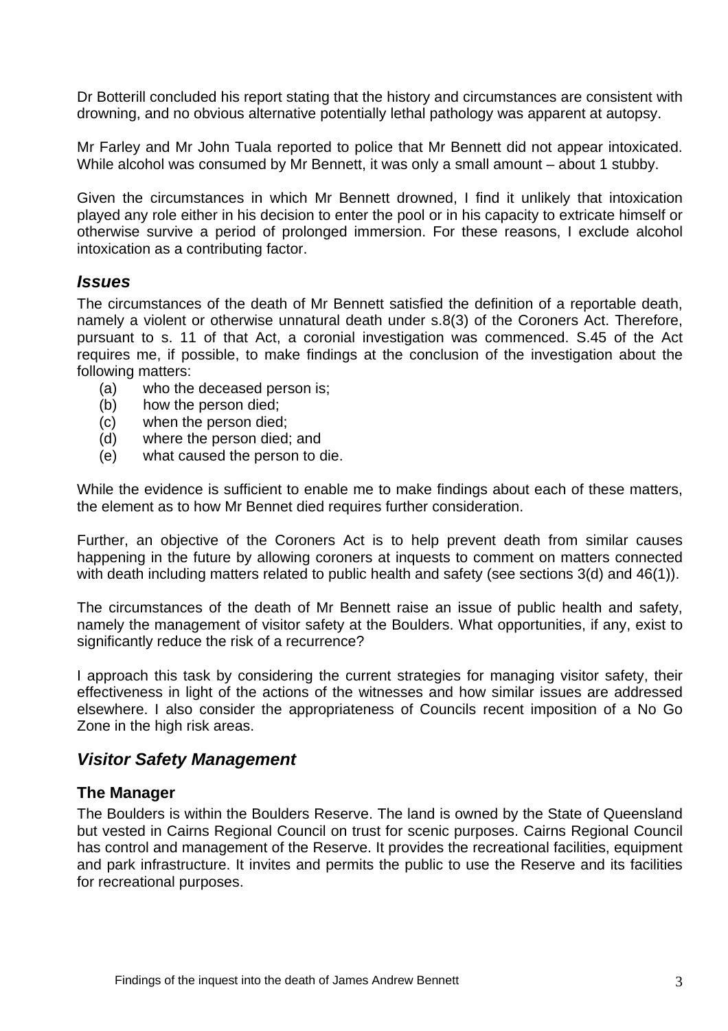Dr Botterill concluded his report stating that the history and circumstances are consistent with drowning, and no obvious alternative potentially lethal pathology was apparent at autopsy.

Mr Farley and Mr John Tuala reported to police that Mr Bennett did not appear intoxicated. While alcohol was consumed by Mr Bennett, it was only a small amount – about 1 stubby.

Given the circumstances in which Mr Bennett drowned, I find it unlikely that intoxication played any role either in his decision to enter the pool or in his capacity to extricate himself or otherwise survive a period of prolonged immersion. For these reasons, I exclude alcohol intoxication as a contributing factor.

## *Issues*

The circumstances of the death of Mr Bennett satisfied the definition of a reportable death, namely a violent or otherwise unnatural death under s.8(3) of the Coroners Act. Therefore, pursuant to s. 11 of that Act, a coronial investigation was commenced. S.45 of the Act requires me, if possible, to make findings at the conclusion of the investigation about the following matters:

- (a) who the deceased person is;
- (b) how the person died;
- (c) when the person died;
- (d) where the person died; and
- (e) what caused the person to die.

While the evidence is sufficient to enable me to make findings about each of these matters, the element as to how Mr Bennet died requires further consideration.

Further, an objective of the Coroners Act is to help prevent death from similar causes happening in the future by allowing coroners at inquests to comment on matters connected with death including matters related to public health and safety (see sections 3(d) and 46(1)).

The circumstances of the death of Mr Bennett raise an issue of public health and safety, namely the management of visitor safety at the Boulders. What opportunities, if any, exist to significantly reduce the risk of a recurrence?

I approach this task by considering the current strategies for managing visitor safety, their effectiveness in light of the actions of the witnesses and how similar issues are addressed elsewhere. I also consider the appropriateness of Councils recent imposition of a No Go Zone in the high risk areas.

## *Visitor Safety Management*

### The Manager

The Boulders is within the Boulders Reserve. The land is owned by the State of Queensland but vested in Cairns Regional Council on trust for scenic purposes. Cairns Regional Council has control and management of the Reserve. It provides the recreational facilities, equipment and park infrastructure. It invites and permits the public to use the Reserve and its facilities for recreational purposes.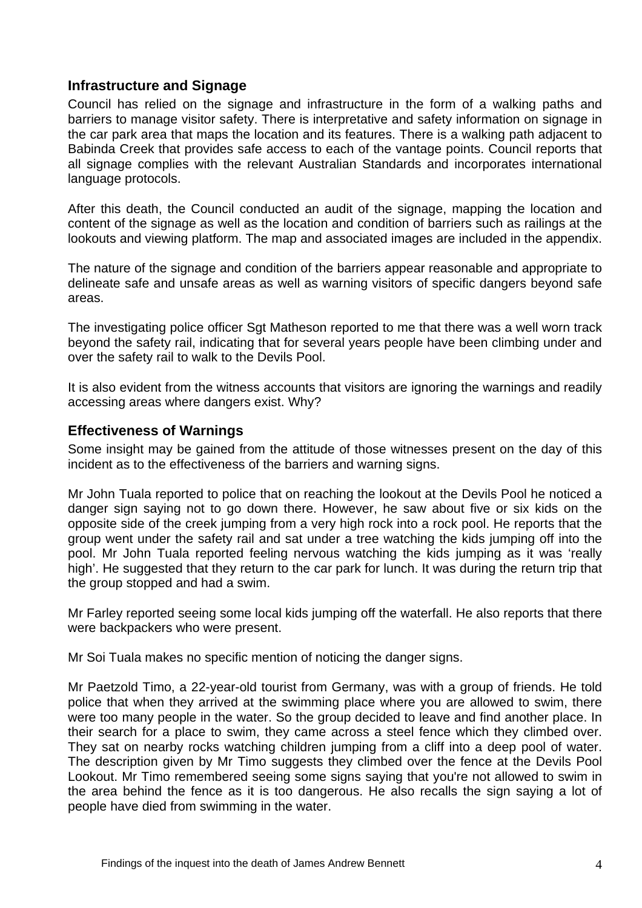## Infrastructure and Signage

Council has relied on the signage and infrastructure in the form of a walking paths and barriers to manage visitor safety. There is interpretative and safety information on signage in the car park area that maps the location and its features. There is a walking path adjacent to Babinda Creek that provides safe access to each of the vantage points. Council reports that all signage complies with the relevant Australian Standards and incorporates international language protocols.

After this death, the Council conducted an audit of the signage, mapping the location and content of the signage as well as the location and condition of barriers such as railings at the lookouts and viewing platform. The map and associated images are included in the appendix.

The nature of the signage and condition of the barriers appear reasonable and appropriate to delineate safe and unsafe areas as well as warning visitors of specific dangers beyond safe areas.

The investigating police officer Sgt Matheson reported to me that there was a well worn track beyond the safety rail, indicating that for several years people have been climbing under and over the safety rail to walk to the Devils Pool.

It is also evident from the witness accounts that visitors are ignoring the warnings and readily accessing areas where dangers exist. Why?

## Effectiveness of Warnings

Some insight may be gained from the attitude of those witnesses present on the day of this incident as to the effectiveness of the barriers and warning signs.

Mr John Tuala reported to police that on reaching the lookout at the Devils Pool he noticed a danger sign saying not to go down there. However, he saw about five or six kids on the opposite side of the creek jumping from a very high rock into a rock pool. He reports that the group went under the safety rail and sat under a tree watching the kids jumping off into the pool. Mr John Tuala reported feeling nervous watching the kids jumping as it was 'really high'. He suggested that they return to the car park for lunch. It was during the return trip that the group stopped and had a swim.

Mr Farley reported seeing some local kids jumping off the waterfall. He also reports that there were backpackers who were present.

Mr Soi Tuala makes no specific mention of noticing the danger signs.

Mr Paetzold Timo, a 22-year-old tourist from Germany, was with a group of friends. He told police that when they arrived at the swimming place where you are allowed to swim, there were too many people in the water. So the group decided to leave and find another place. In their search for a place to swim, they came across a steel fence which they climbed over. They sat on nearby rocks watching children jumping from a cliff into a deep pool of water. The description given by Mr Timo suggests they climbed over the fence at the Devils Pool Lookout. Mr Timo remembered seeing some signs saying that you're not allowed to swim in the area behind the fence as it is too dangerous. He also recalls the sign saying a lot of people have died from swimming in the water.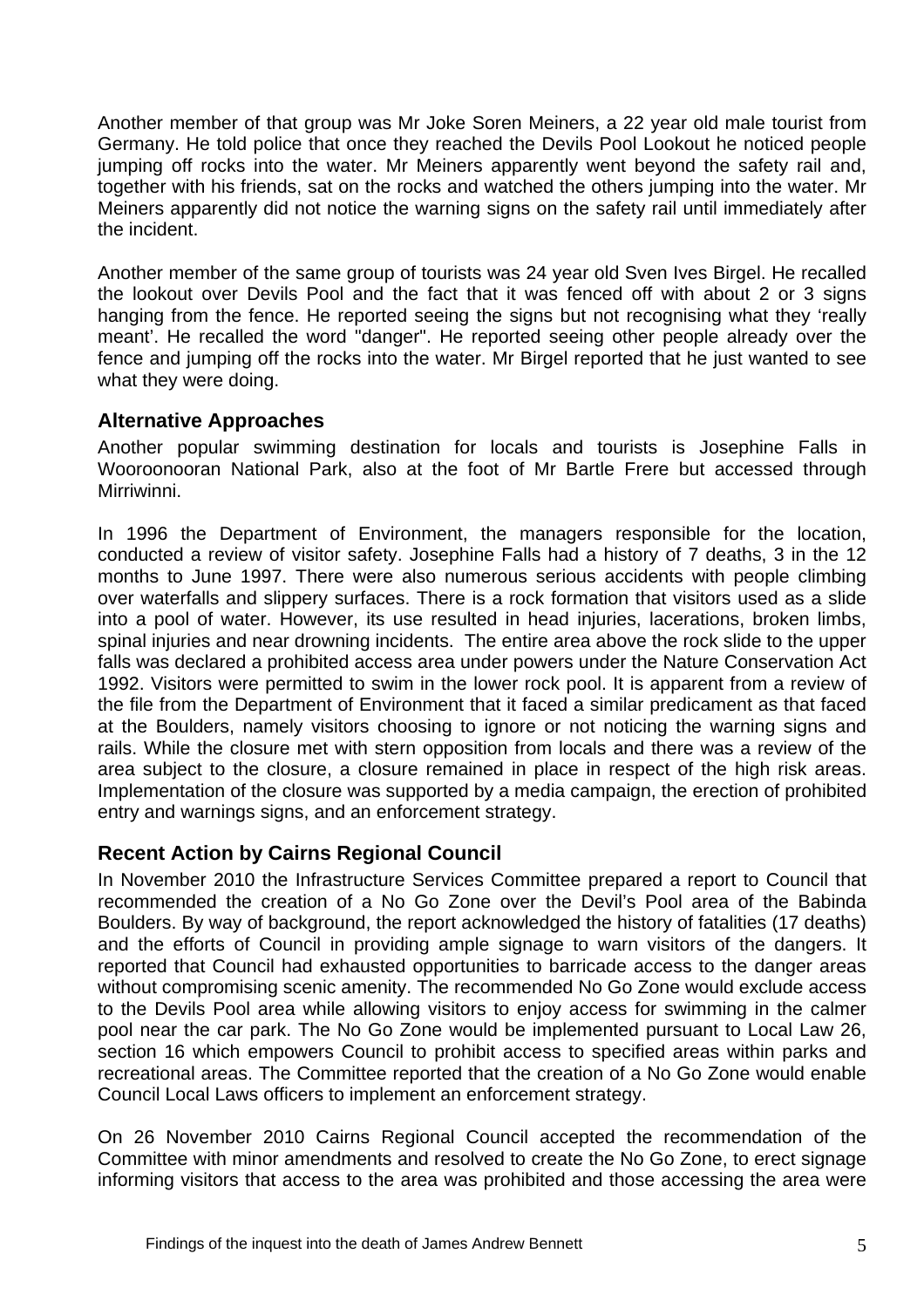Another member of that group was Mr Joke Soren Meiners, a 22 year old male tourist from Germany. He told police that once they reached the Devils Pool Lookout he noticed people jumping off rocks into the water. Mr Meiners apparently went beyond the safety rail and, together with his friends, sat on the rocks and watched the others jumping into the water. Mr Meiners apparently did not notice the warning signs on the safety rail until immediately after the incident.

Another member of the same group of tourists was 24 year old Sven Ives Birgel. He recalled the lookout over Devils Pool and the fact that it was fenced off with about 2 or 3 signs hanging from the fence. He reported seeing the signs but not recognising what they 'really meant'. He recalled the word "danger". He reported seeing other people already over the fence and jumping off the rocks into the water. Mr Birgel reported that he just wanted to see what they were doing.

## Alternative Approaches

Another popular swimming destination for locals and tourists is Josephine Falls in Wooroonooran National Park, also at the foot of Mr Bartle Frere but accessed through Mirriwinni.

In 1996 the Department of Environment, the managers responsible for the location, conducted a review of visitor safety. Josephine Falls had a history of 7 deaths, 3 in the 12 months to June 1997. There were also numerous serious accidents with people climbing over waterfalls and slippery surfaces. There is a rock formation that visitors used as a slide into a pool of water. However, its use resulted in head injuries, lacerations, broken limbs, spinal injuries and near drowning incidents. The entire area above the rock slide to the upper falls was declared a prohibited access area under powers under the Nature Conservation Act 1992. Visitors were permitted to swim in the lower rock pool. It is apparent from a review of the file from the Department of Environment that it faced a similar predicament as that faced at the Boulders, namely visitors choosing to ignore or not noticing the warning signs and rails. While the closure met with stern opposition from locals and there was a review of the area subject to the closure, a closure remained in place in respect of the high risk areas. Implementation of the closure was supported by a media campaign, the erection of prohibited entry and warnings signs, and an enforcement strategy.

## Recent Action by Cairns Regional Council

In November 2010 the Infrastructure Services Committee prepared a report to Council that recommended the creation of a No Go Zone over the Devil's Pool area of the Babinda Boulders. By way of background, the report acknowledged the history of fatalities (17 deaths) and the efforts of Council in providing ample signage to warn visitors of the dangers. It reported that Council had exhausted opportunities to barricade access to the danger areas without compromising scenic amenity. The recommended No Go Zone would exclude access to the Devils Pool area while allowing visitors to enjoy access for swimming in the calmer pool near the car park. The No Go Zone would be implemented pursuant to Local Law 26, section 16 which empowers Council to prohibit access to specified areas within parks and recreational areas. The Committee reported that the creation of a No Go Zone would enable Council Local Laws officers to implement an enforcement strategy.

On 26 November 2010 Cairns Regional Council accepted the recommendation of the Committee with minor amendments and resolved to create the No Go Zone, to erect signage informing visitors that access to the area was prohibited and those accessing the area were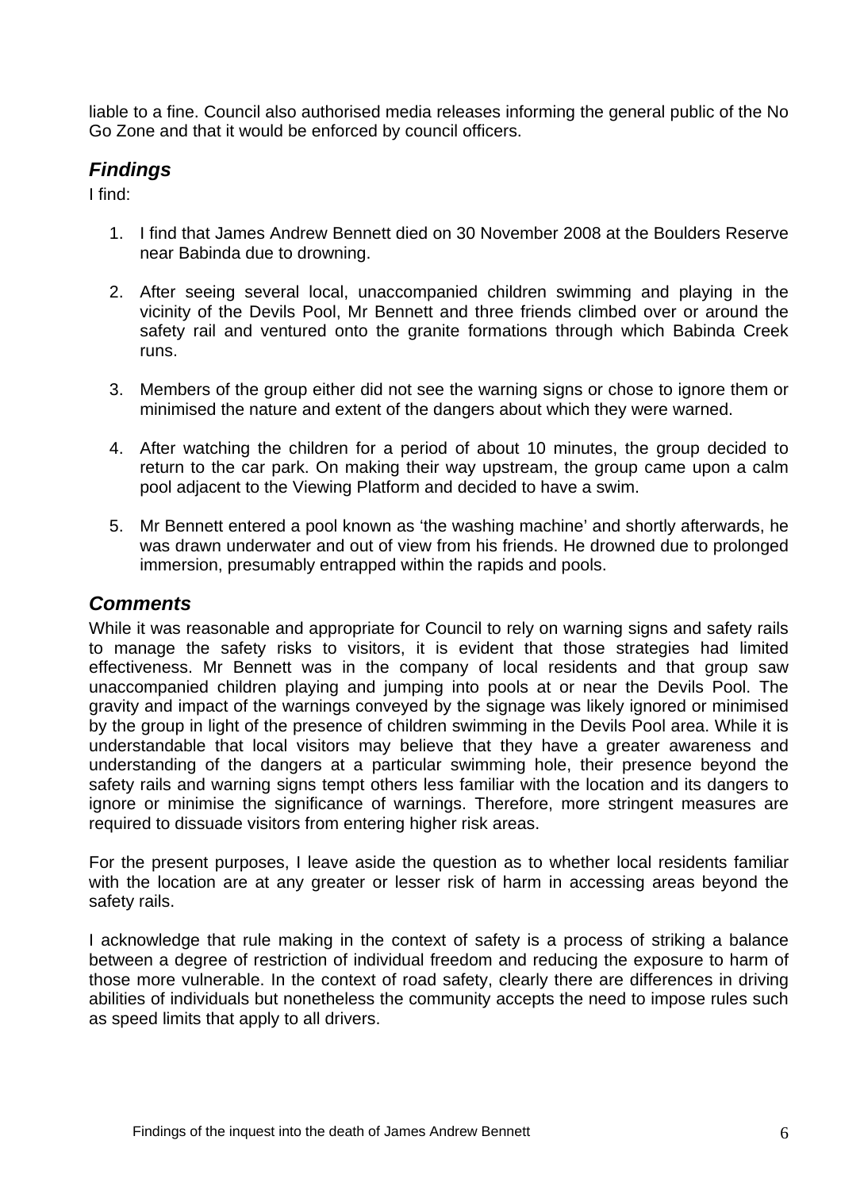liable to a fine. Council also authorised media releases informing the general public of the No Go Zone and that it would be enforced by council officers.

## *Findings*

I find:

1. I find that James Andrew Bennett died on 30 November 2008 at the Boulders Reserve near Babinda due to drowning.

2. After seeing several local, unaccompanied children swimming and playing in the vicinity of the Devils Pool, Mr Bennett and three friends climbed over or around the safety rail and ventured onto the granite formations through which Babinda Creek runs.

3. Members of the group either did not see the warning signs or chose to ignore them or minimised the nature and extent of the dangers about which they were warned.

4. After watching the children for a period of about 10 minutes, the group decided to return to the car park. On making their way upstream, the group came upon a calm pool adjacent to the Viewing Platform and decided to have a swim.

5. Mr Bennett entered a pool known as 'the washing machine' and shortly afterwards, he was drawn underwater and out of view from his friends. He drowned due to prolonged immersion, presumably entrapped within the rapids and pools.

## *Comments*

While it was reasonable and appropriate for Council to rely on warning signs and safety rails to manage the safety risks to visitors, it is evident that those strategies had limited effectiveness. Mr Bennett was in the company of local residents and that group saw unaccompanied children playing and jumping into pools at or near the Devils Pool. The gravity and impact of the warnings conveyed by the signage was likely ignored or minimised by the group in light of the presence of children swimming in the Devils Pool area. While it is understandable that local visitors may believe that they have a greater awareness and understanding of the dangers at a particular swimming hole, their presence beyond the safety rails and warning signs tempt others less familiar with the location and its dangers to ignore or minimise the significance of warnings. Therefore, more stringent measures are required to dissuade visitors from entering higher risk areas.

For the present purposes, I leave aside the question as to whether local residents familiar with the location are at any greater or lesser risk of harm in accessing areas beyond the safety rails.

I acknowledge that rule making in the context of safety is a process of striking a balance between a degree of restriction of individual freedom and reducing the exposure to harm of those more vulnerable. In the context of road safety, clearly there are differences in driving abilities of individuals but nonetheless the community accepts the need to impose rules such as speed limits that apply to all drivers.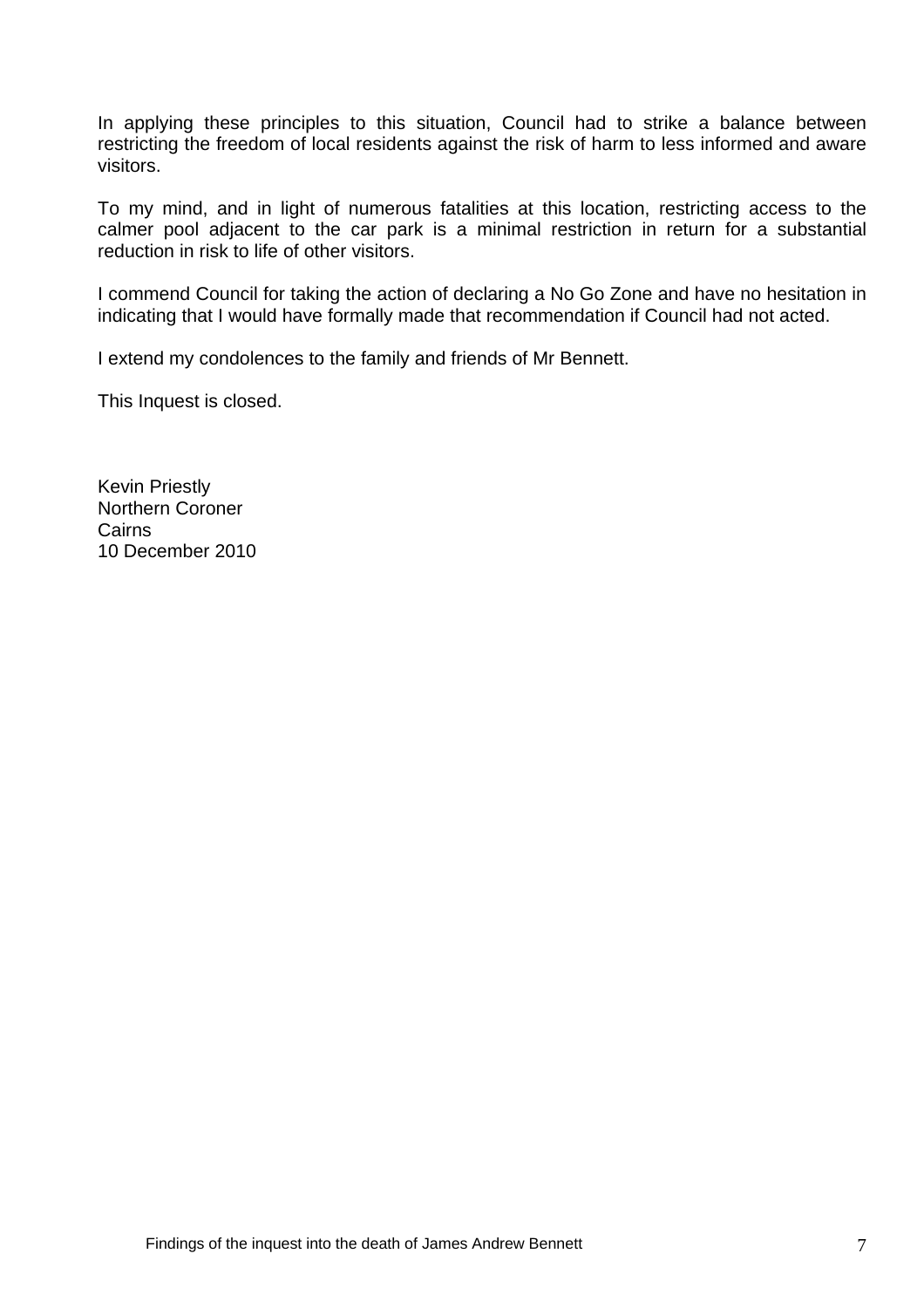In applying these principles to this situation, Council had to strike a balance between restricting the freedom of local residents against the risk of harm to less informed and aware visitors.

To my mind, and in light of numerous fatalities at this location, restricting access to the calmer pool adjacent to the car park is a minimal restriction in return for a substantial reduction in risk to life of other visitors.

I commend Council for taking the action of declaring a No Go Zone and have no hesitation in indicating that I would have formally made that recommendation if Council had not acted.

I extend my condolences to the family and friends of Mr Bennett.

This Inquest is closed.

Kevin Priestly
Northern Coroner
Cairns
10 December 2010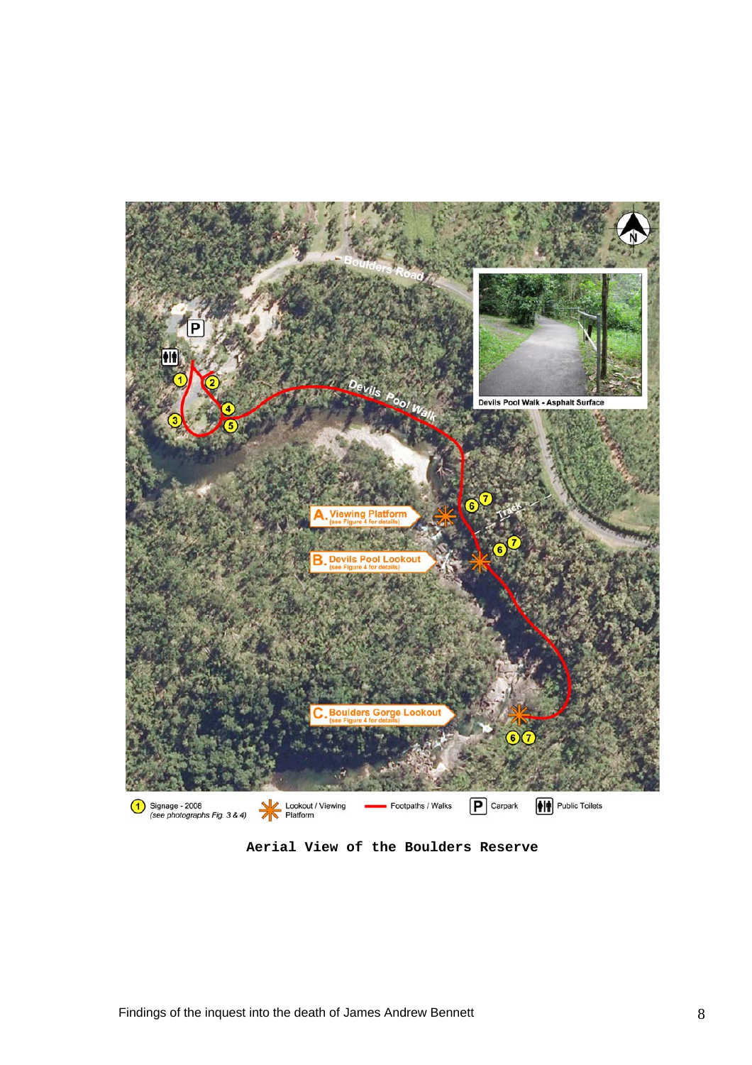Boulders Road

Devils Pool Walk

Devils Pool Walk - Asphalt Surface

Track

A. Viewing Platform (see Figure 4 for details)

B. Devils Pool Lookout (see Figure 4 for details)

C. Boulders Gorge Lookout (see Figure 4 for details)

1 Signage - 2008 (see photographs Fig. 3 & 4)

Lookout / Viewing Platform

Footpaths / Walks

P Carpark

Public Toilets

**Aerial View of the Boulders Reserve**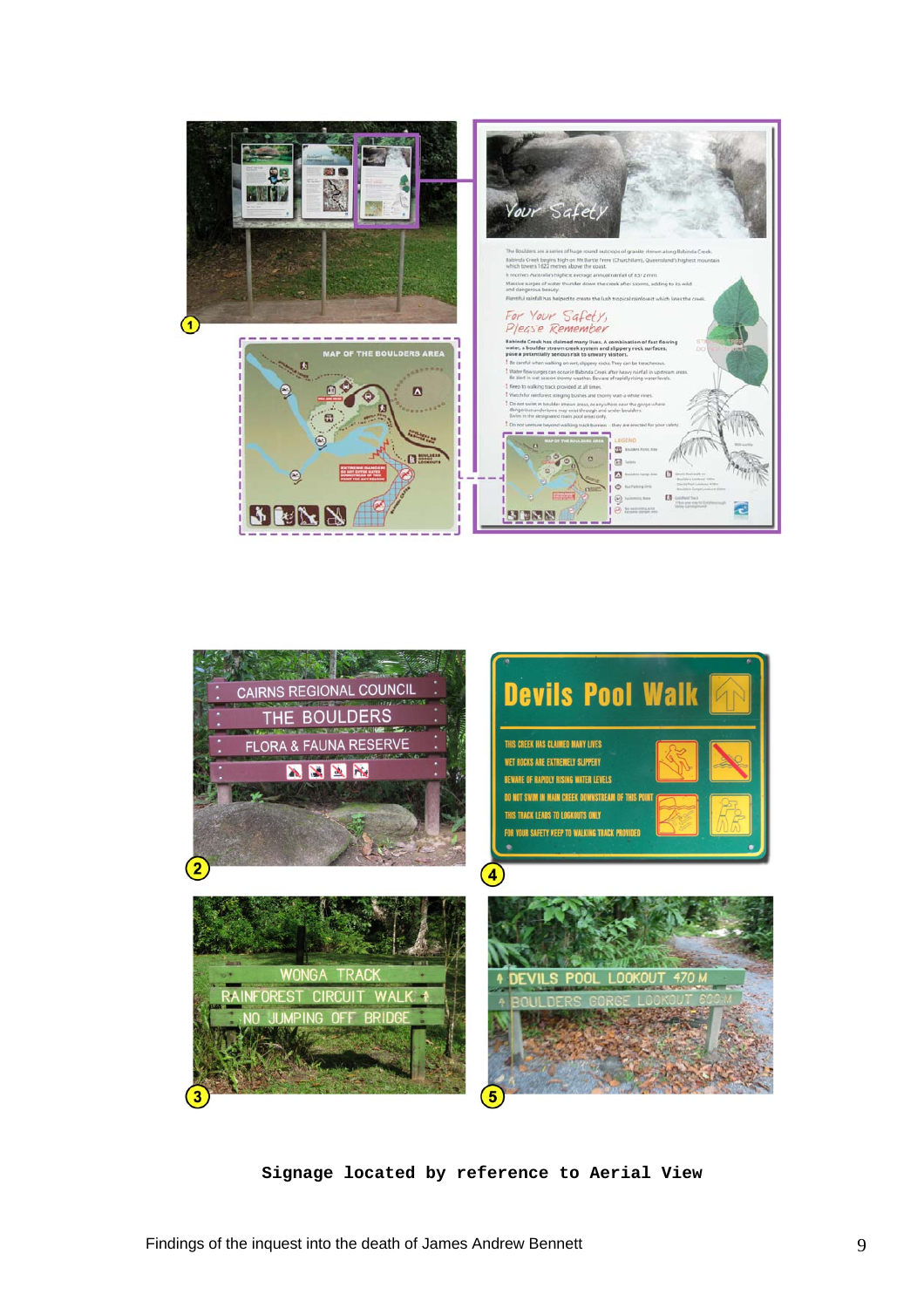**Signage located by reference to Aerial View**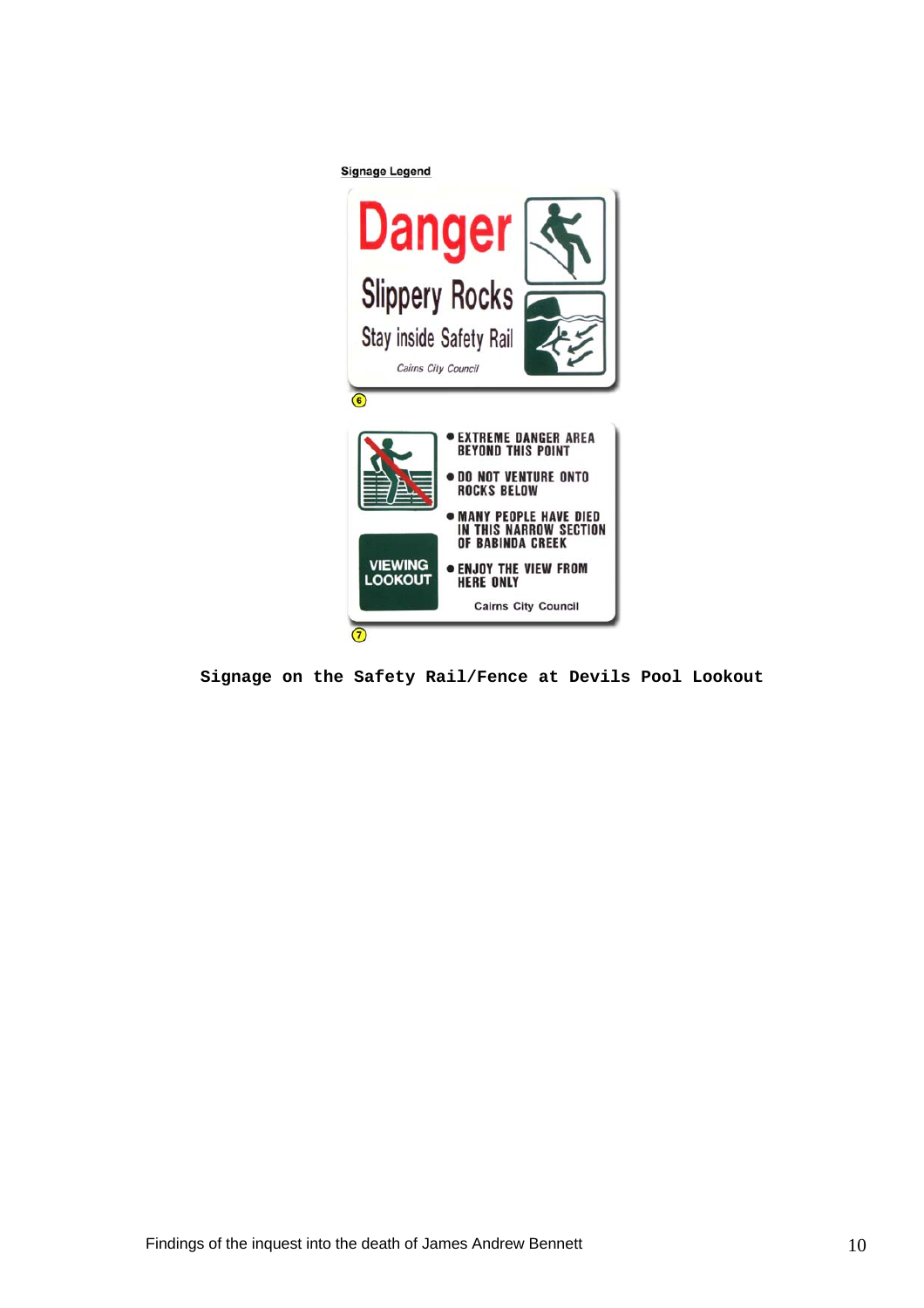Signage Legend

Danger

Slippery Rocks

Stay inside Safety Rail

Cairns City Council

6

- EXTREME DANGER AREA BEYOND THIS POINT
- DO NOT VENTURE ONTO ROCKS BELOW
- MANY PEOPLE HAVE DIED IN THIS NARROW SECTION OF BABINDA CREEK
- ENJOY THE VIEW FROM HERE ONLY

VIEWING LOOKOUT

Cairns City Council

7

**Signage on the Safety Rail/Fence at Devils Pool Lookout**